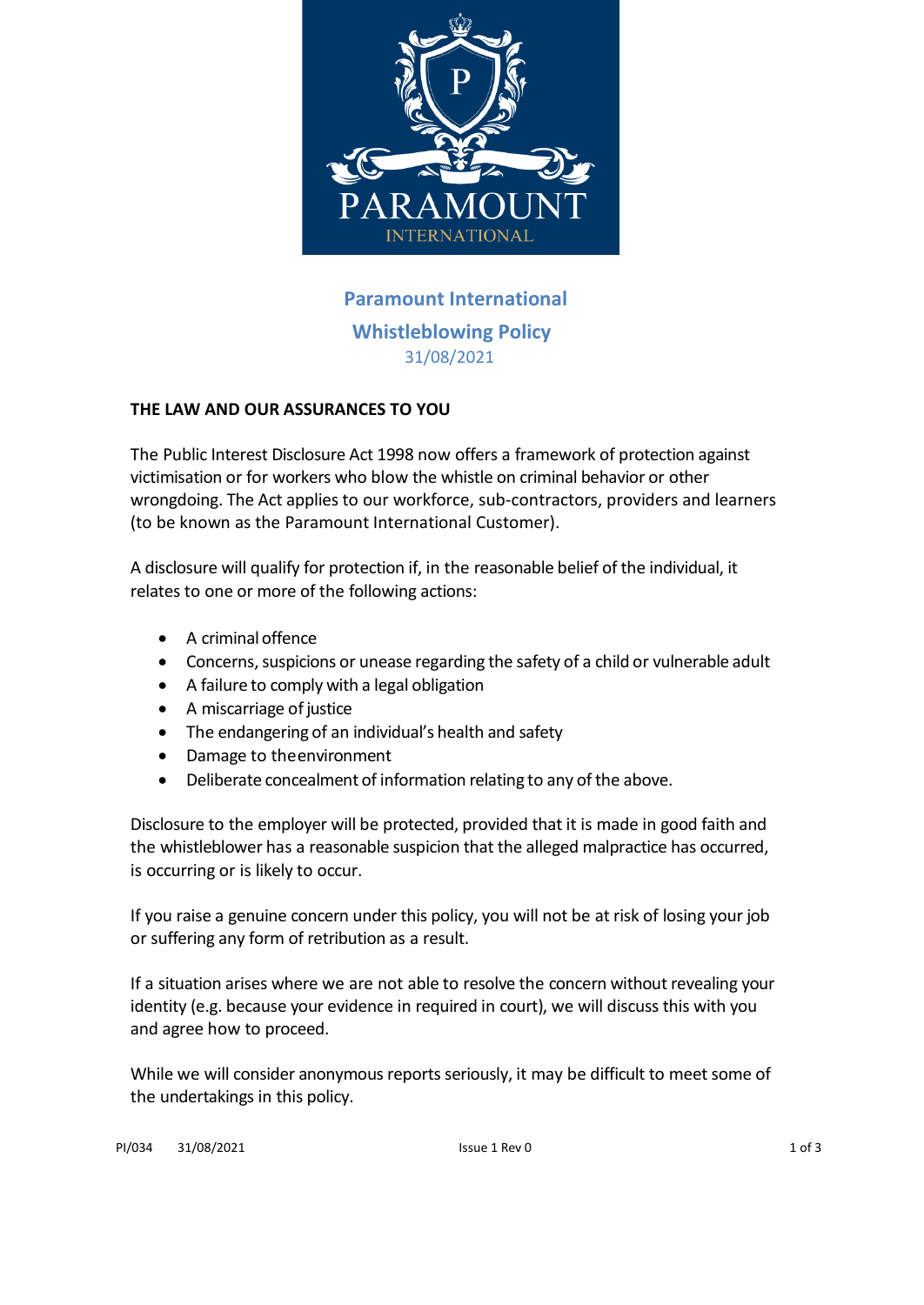# Paramount International

## Whistleblowing Policy

31/08/2021

### THE LAW AND OUR ASSURANCES TO YOU

The Public Interest Disclosure Act 1998 now offers a framework of protection against victimisation or for workers who blow the whistle on criminal behavior or other wrongdoing. The Act applies to our workforce, sub-contractors, providers and learners (to be known as the Paramount International Customer).

A disclosure will qualify for protection if, in the reasonable belief of the individual, it relates to one or more of the following actions:

- A criminal offence
- Concerns, suspicions or unease regarding the safety of a child or vulnerable adult
- A failure to comply with a legal obligation
- A miscarriage of justice
- The endangering of an individual's health and safety
- Damage to theenvironment
- Deliberate concealment of information relating to any of the above.

Disclosure to the employer will be protected, provided that it is made in good faith and the whistleblower has a reasonable suspicion that the alleged malpractice has occurred, is occurring or is likely to occur.

If you raise a genuine concern under this policy, you will not be at risk of losing your job or suffering any form of retribution as a result.

If a situation arises where we are not able to resolve the concern without revealing your identity (e.g. because your evidence in required in court), we will discuss this with you and agree how to proceed.

While we will consider anonymous reports seriously, it may be difficult to meet some of the undertakings in this policy.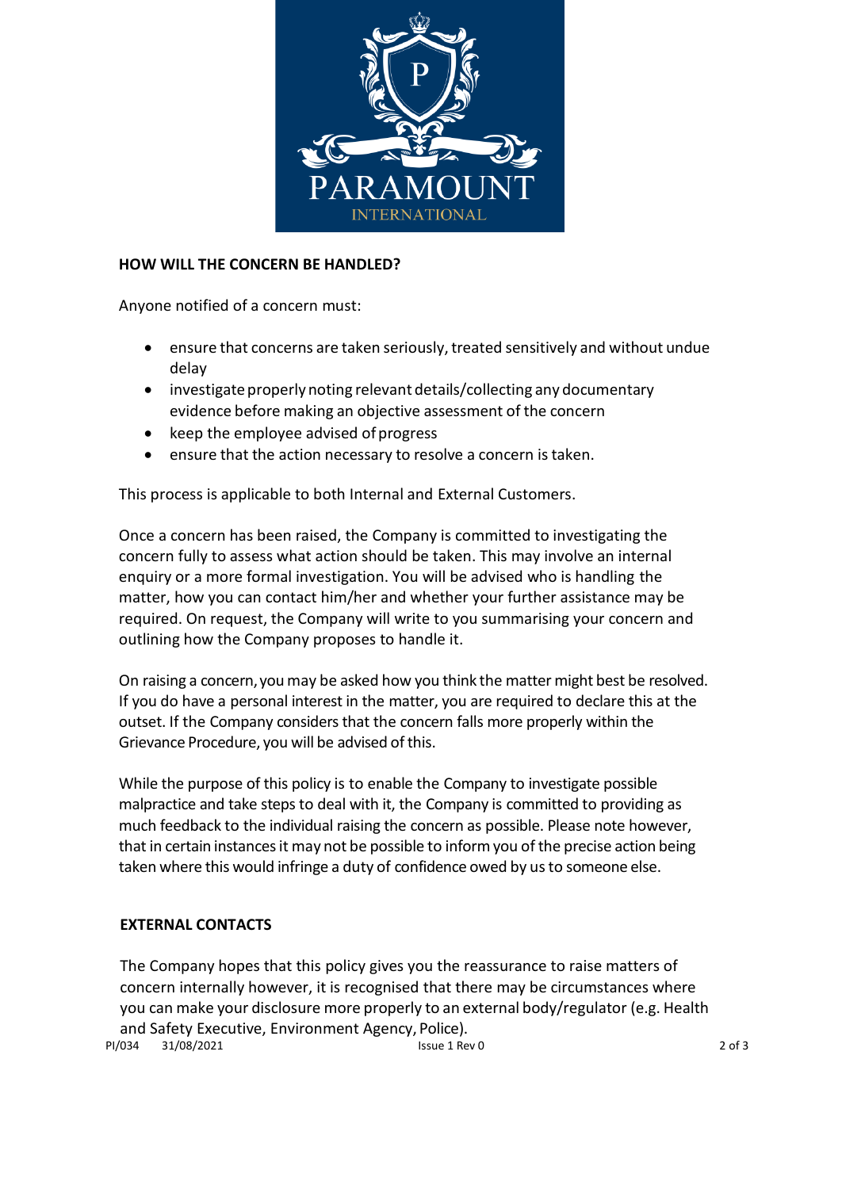## HOW WILL THE CONCERN BE HANDLED?

Anyone notified of a concern must:

- ensure that concerns are taken seriously, treated sensitively and without undue delay
- investigate properly noting relevant details/collecting any documentary evidence before making an objective assessment of the concern
- keep the employee advised of progress
- ensure that the action necessary to resolve a concern is taken.

This process is applicable to both Internal and External Customers.

Once a concern has been raised, the Company is committed to investigating the concern fully to assess what action should be taken. This may involve an internal enquiry or a more formal investigation. You will be advised who is handling the matter, how you can contact him/her and whether your further assistance may be required. On request, the Company will write to you summarising your concern and outlining how the Company proposes to handle it.

On raising a concern, you may be asked how you think the matter might best be resolved. If you do have a personal interest in the matter, you are required to declare this at the outset. If the Company considers that the concern falls more properly within the Grievance Procedure, you will be advised of this.

While the purpose of this policy is to enable the Company to investigate possible malpractice and take steps to deal with it, the Company is committed to providing as much feedback to the individual raising the concern as possible. Please note however, that in certain instances it may not be possible to inform you of the precise action being taken where this would infringe a duty of confidence owed by us to someone else.

## EXTERNAL CONTACTS

The Company hopes that this policy gives you the reassurance to raise matters of concern internally however, it is recognised that there may be circumstances where you can make your disclosure more properly to an external body/regulator (e.g. Health and Safety Executive, Environment Agency, Police).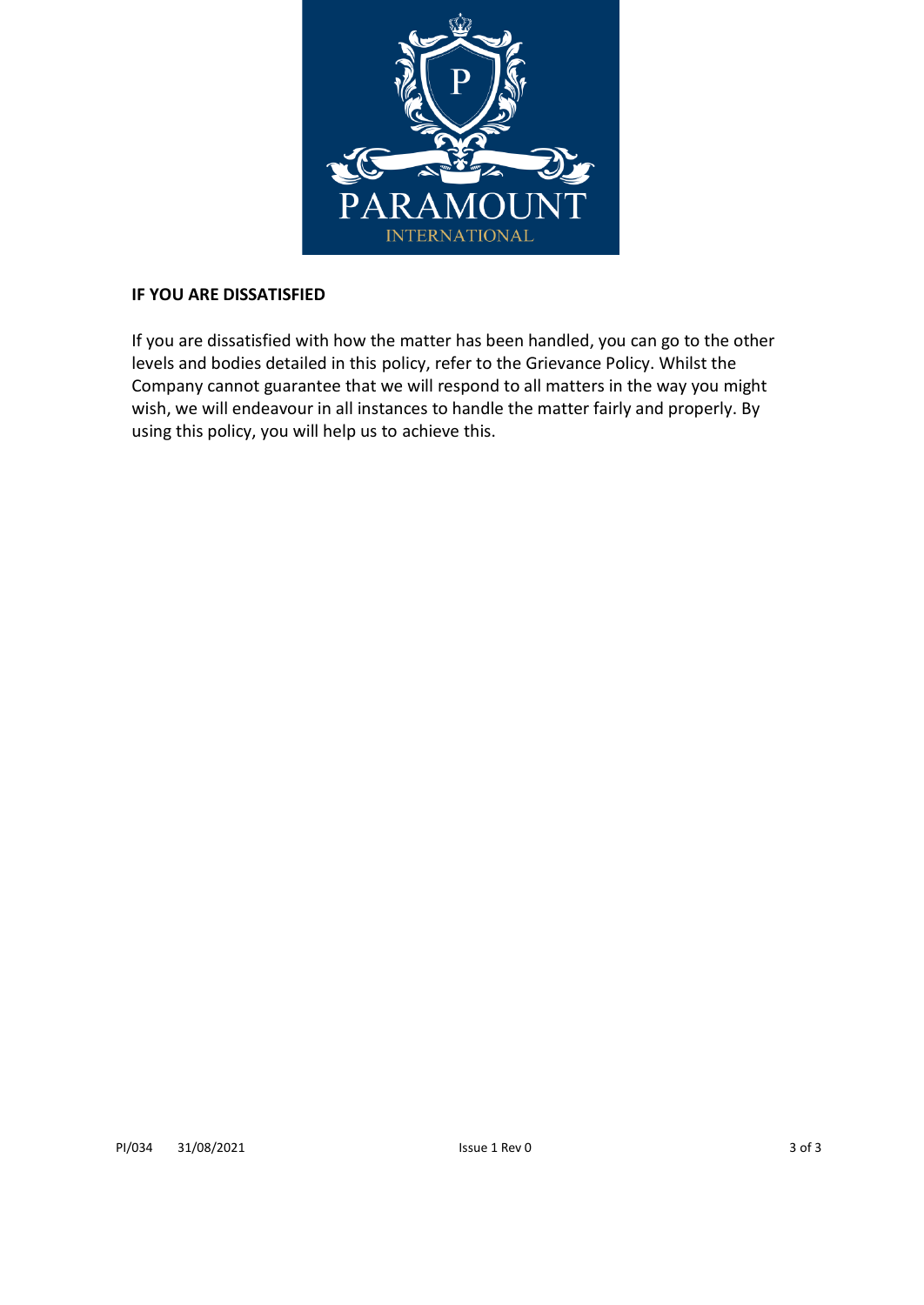**IF YOU ARE DISSATISFIED**

If you are dissatisfied with how the matter has been handled, you can go to the other levels and bodies detailed in this policy, refer to the Grievance Policy. Whilst the Company cannot guarantee that we will respond to all matters in the way you might wish, we will endeavour in all instances to handle the matter fairly and properly. By using this policy, you will help us to achieve this.